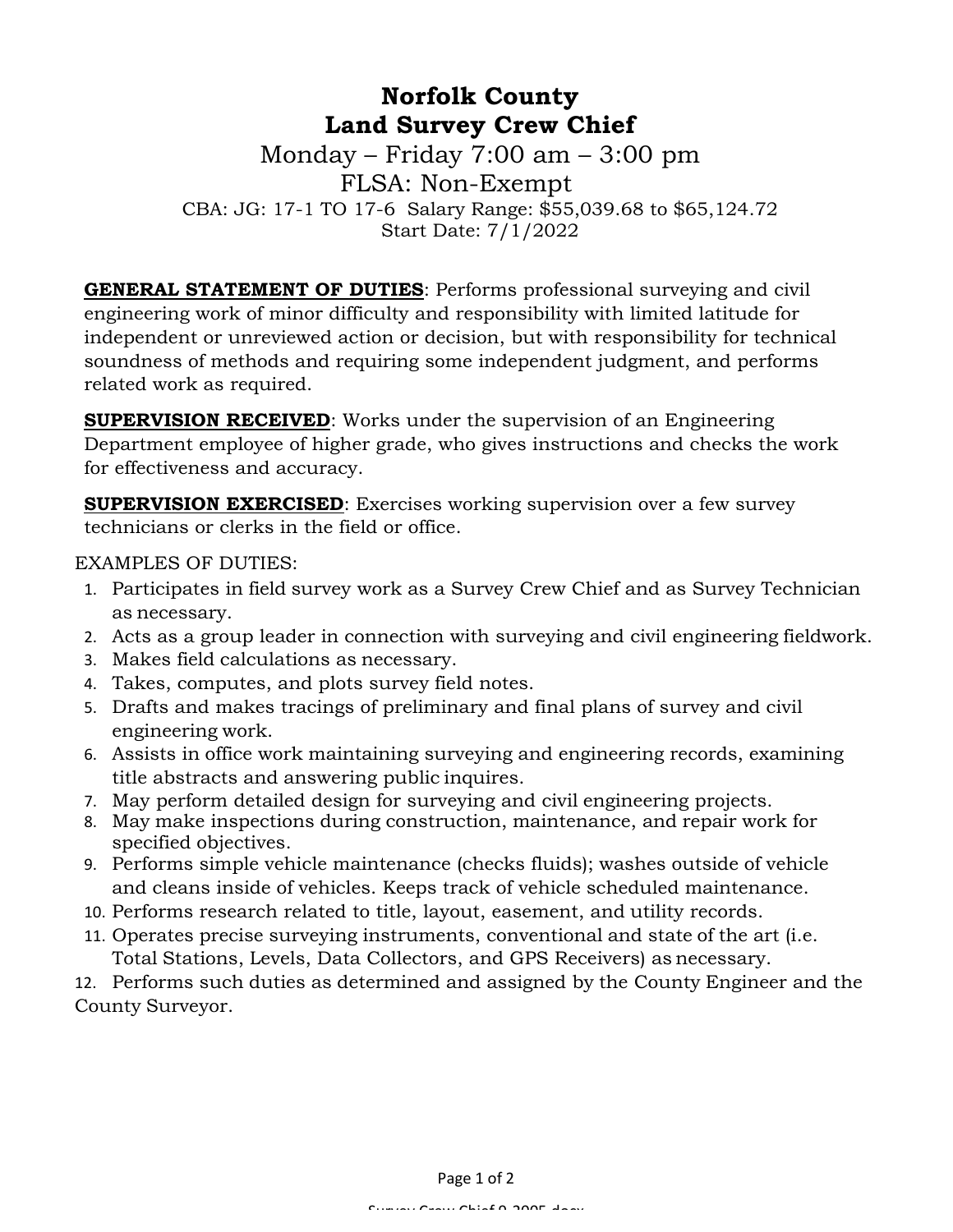# Norfolk County
# Land Survey Crew Chief

Monday – Friday 7:00 am – 3:00 pm

FLSA: Non-Exempt

CBA: JG: 17-1 TO 17-6 Salary Range: $55,039.68 to $65,124.72

Start Date: 7/1/2022

**GENERAL STATEMENT OF DUTIES**: Performs professional surveying and civil engineering work of minor difficulty and responsibility with limited latitude for independent or unreviewed action or decision, but with responsibility for technical soundness of methods and requiring some independent judgment, and performs related work as required.

**SUPERVISION RECEIVED**: Works under the supervision of an Engineering Department employee of higher grade, who gives instructions and checks the work for effectiveness and accuracy.

**SUPERVISION EXERCISED**: Exercises working supervision over a few survey technicians or clerks in the field or office.

EXAMPLES OF DUTIES:

1. Participates in field survey work as a Survey Crew Chief and as Survey Technician as necessary.
2. Acts as a group leader in connection with surveying and civil engineering fieldwork.
3. Makes field calculations as necessary.
4. Takes, computes, and plots survey field notes.
5. Drafts and makes tracings of preliminary and final plans of survey and civil engineering work.
6. Assists in office work maintaining surveying and engineering records, examining title abstracts and answering public inquires.
7. May perform detailed design for surveying and civil engineering projects.
8. May make inspections during construction, maintenance, and repair work for specified objectives.
9. Performs simple vehicle maintenance (checks fluids); washes outside of vehicle and cleans inside of vehicles. Keeps track of vehicle scheduled maintenance.
10. Performs research related to title, layout, easement, and utility records.
11. Operates precise surveying instruments, conventional and state of the art (i.e. Total Stations, Levels, Data Collectors, and GPS Receivers) as necessary.
12. Performs such duties as determined and assigned by the County Engineer and the County Surveyor.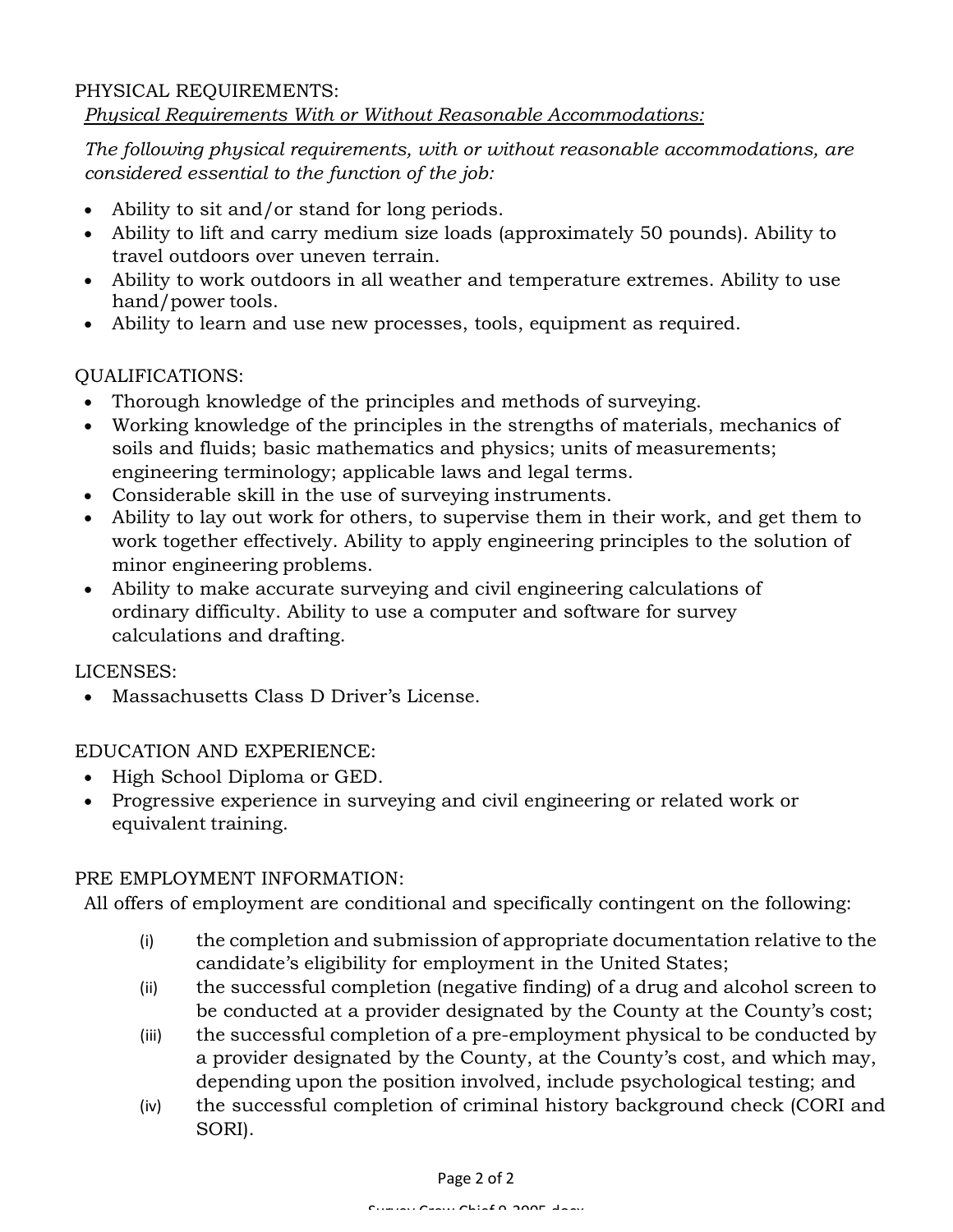## PHYSICAL REQUIREMENTS:

*<u>Physical Requirements With or Without Reasonable Accommodations:</u>*

*The following physical requirements, with or without reasonable accommodations, are considered essential to the function of the job:*

- Ability to sit and/or stand for long periods.
- Ability to lift and carry medium size loads (approximately 50 pounds). Ability to travel outdoors over uneven terrain.
- Ability to work outdoors in all weather and temperature extremes. Ability to use hand/power tools.
- Ability to learn and use new processes, tools, equipment as required.

## QUALIFICATIONS:

- Thorough knowledge of the principles and methods of surveying.
- Working knowledge of the principles in the strengths of materials, mechanics of soils and fluids; basic mathematics and physics; units of measurements; engineering terminology; applicable laws and legal terms.
- Considerable skill in the use of surveying instruments.
- Ability to lay out work for others, to supervise them in their work, and get them to work together effectively. Ability to apply engineering principles to the solution of minor engineering problems.
- Ability to make accurate surveying and civil engineering calculations of ordinary difficulty. Ability to use a computer and software for survey calculations and drafting.

## LICENSES:

- Massachusetts Class D Driver's License.

## EDUCATION AND EXPERIENCE:

- High School Diploma or GED.
- Progressive experience in surveying and civil engineering or related work or equivalent training.

## PRE EMPLOYMENT INFORMATION:

All offers of employment are conditional and specifically contingent on the following:

(i) the completion and submission of appropriate documentation relative to the candidate's eligibility for employment in the United States;

(ii) the successful completion (negative finding) of a drug and alcohol screen to be conducted at a provider designated by the County at the County's cost;

(iii) the successful completion of a pre-employment physical to be conducted by a provider designated by the County, at the County's cost, and which may, depending upon the position involved, include psychological testing; and

(iv) the successful completion of criminal history background check (CORI and SORI).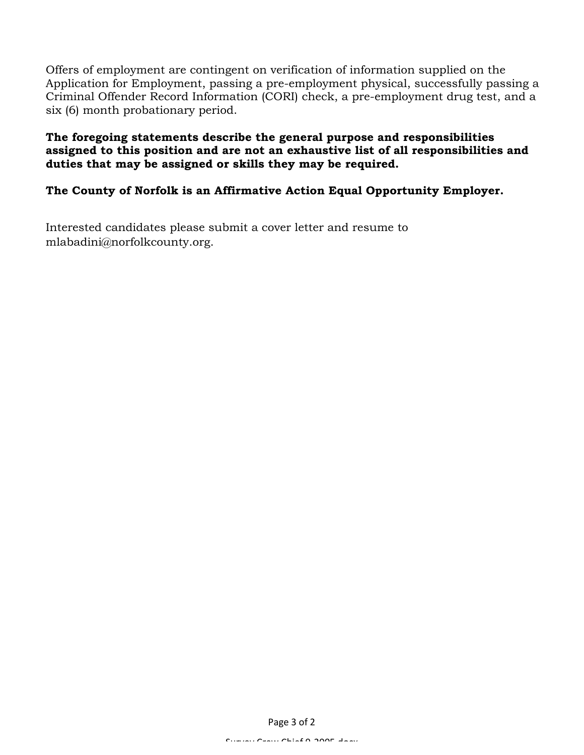Offers of employment are contingent on verification of information supplied on the Application for Employment, passing a pre-employment physical, successfully passing a Criminal Offender Record Information (CORI) check, a pre-employment drug test, and a six (6) month probationary period.

**The foregoing statements describe the general purpose and responsibilities assigned to this position and are not an exhaustive list of all responsibilities and duties that may be assigned or skills they may be required.**

**The County of Norfolk is an Affirmative Action Equal Opportunity Employer.**

Interested candidates please submit a cover letter and resume to mlabadini@norfolkcounty.org.